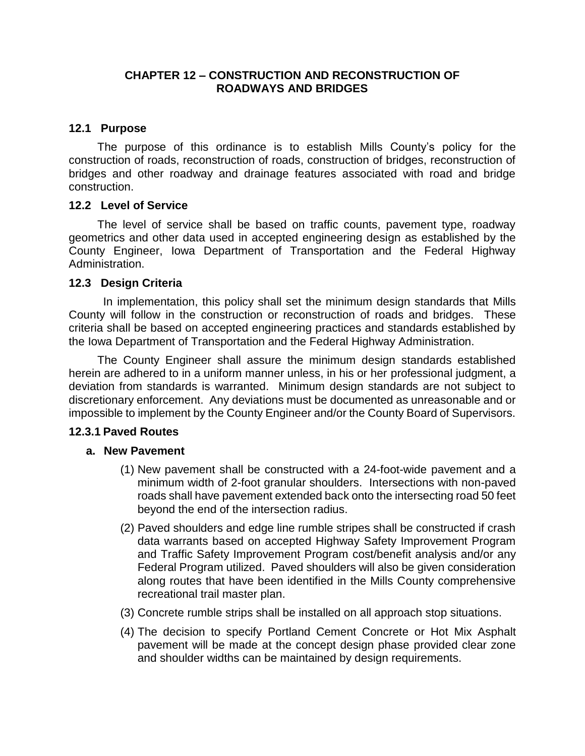# CHAPTER 12 – CONSTRUCTION AND RECONSTRUCTION OF ROADWAYS AND BRIDGES

## 12.1 Purpose

The purpose of this ordinance is to establish Mills County's policy for the construction of roads, reconstruction of roads, construction of bridges, reconstruction of bridges and other roadway and drainage features associated with road and bridge construction.

## 12.2 Level of Service

The level of service shall be based on traffic counts, pavement type, roadway geometrics and other data used in accepted engineering design as established by the County Engineer, Iowa Department of Transportation and the Federal Highway Administration.

## 12.3 Design Criteria

In implementation, this policy shall set the minimum design standards that Mills County will follow in the construction or reconstruction of roads and bridges. These criteria shall be based on accepted engineering practices and standards established by the Iowa Department of Transportation and the Federal Highway Administration.

The County Engineer shall assure the minimum design standards established herein are adhered to in a uniform manner unless, in his or her professional judgment, a deviation from standards is warranted. Minimum design standards are not subject to discretionary enforcement. Any deviations must be documented as unreasonable and or impossible to implement by the County Engineer and/or the County Board of Supervisors.

### 12.3.1 Paved Routes

#### a. New Pavement

(1) New pavement shall be constructed with a 24-foot-wide pavement and a minimum width of 2-foot granular shoulders. Intersections with non-paved roads shall have pavement extended back onto the intersecting road 50 feet beyond the end of the intersection radius.

(2) Paved shoulders and edge line rumble stripes shall be constructed if crash data warrants based on accepted Highway Safety Improvement Program and Traffic Safety Improvement Program cost/benefit analysis and/or any Federal Program utilized. Paved shoulders will also be given consideration along routes that have been identified in the Mills County comprehensive recreational trail master plan.

(3) Concrete rumble strips shall be installed on all approach stop situations.

(4) The decision to specify Portland Cement Concrete or Hot Mix Asphalt pavement will be made at the concept design phase provided clear zone and shoulder widths can be maintained by design requirements.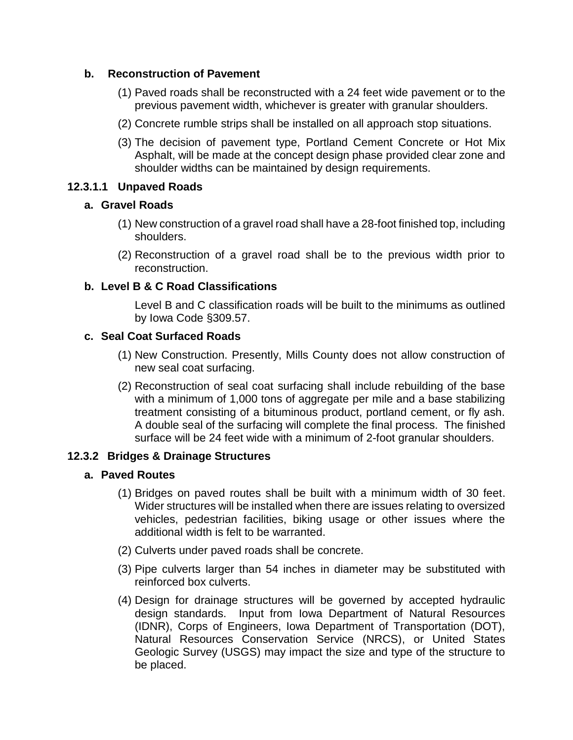**b. Reconstruction of Pavement**

(1) Paved roads shall be reconstructed with a 24 feet wide pavement or to the previous pavement width, whichever is greater with granular shoulders.

(2) Concrete rumble strips shall be installed on all approach stop situations.

(3) The decision of pavement type, Portland Cement Concrete or Hot Mix Asphalt, will be made at the concept design phase provided clear zone and shoulder widths can be maintained by design requirements.

### 12.3.1.1 Unpaved Roads

**a. Gravel Roads**

(1) New construction of a gravel road shall have a 28-foot finished top, including shoulders.

(2) Reconstruction of a gravel road shall be to the previous width prior to reconstruction.

**b. Level B & C Road Classifications**

Level B and C classification roads will be built to the minimums as outlined by Iowa Code §309.57.

**c. Seal Coat Surfaced Roads**

(1) New Construction. Presently, Mills County does not allow construction of new seal coat surfacing.

(2) Reconstruction of seal coat surfacing shall include rebuilding of the base with a minimum of 1,000 tons of aggregate per mile and a base stabilizing treatment consisting of a bituminous product, portland cement, or fly ash. A double seal of the surfacing will complete the final process. The finished surface will be 24 feet wide with a minimum of 2-foot granular shoulders.

### 12.3.2 Bridges & Drainage Structures

**a. Paved Routes**

(1) Bridges on paved routes shall be built with a minimum width of 30 feet. Wider structures will be installed when there are issues relating to oversized vehicles, pedestrian facilities, biking usage or other issues where the additional width is felt to be warranted.

(2) Culverts under paved roads shall be concrete.

(3) Pipe culverts larger than 54 inches in diameter may be substituted with reinforced box culverts.

(4) Design for drainage structures will be governed by accepted hydraulic design standards. Input from Iowa Department of Natural Resources (IDNR), Corps of Engineers, Iowa Department of Transportation (DOT), Natural Resources Conservation Service (NRCS), or United States Geologic Survey (USGS) may impact the size and type of the structure to be placed.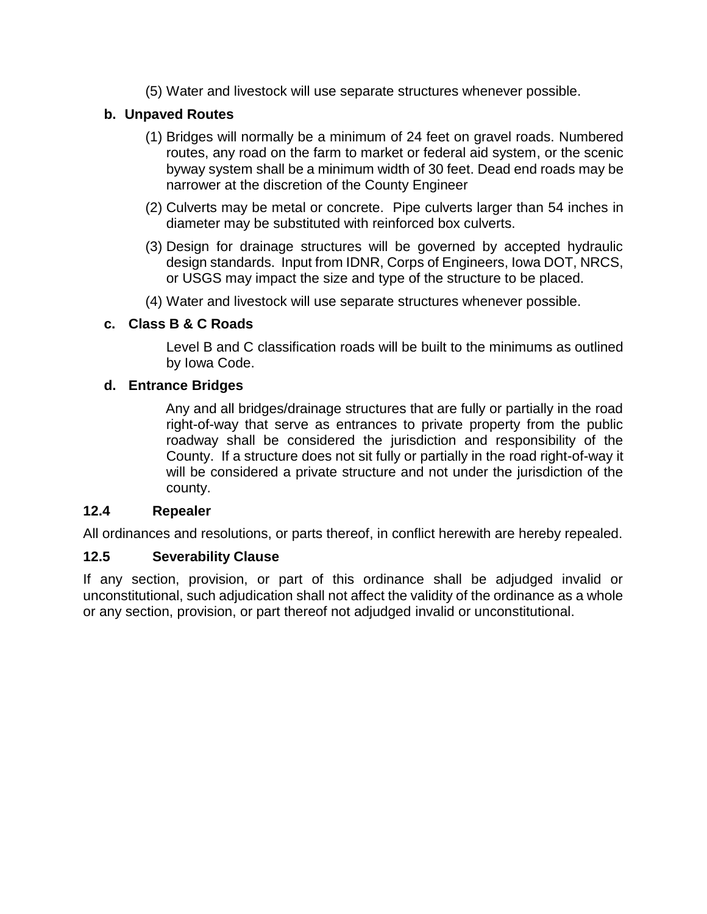(5) Water and livestock will use separate structures whenever possible.

**b. Unpaved Routes**

(1) Bridges will normally be a minimum of 24 feet on gravel roads. Numbered routes, any road on the farm to market or federal aid system, or the scenic byway system shall be a minimum width of 30 feet. Dead end roads may be narrower at the discretion of the County Engineer

(2) Culverts may be metal or concrete. Pipe culverts larger than 54 inches in diameter may be substituted with reinforced box culverts.

(3) Design for drainage structures will be governed by accepted hydraulic design standards. Input from IDNR, Corps of Engineers, Iowa DOT, NRCS, or USGS may impact the size and type of the structure to be placed.

(4) Water and livestock will use separate structures whenever possible.

**c. Class B & C Roads**

Level B and C classification roads will be built to the minimums as outlined by Iowa Code.

**d. Entrance Bridges**

Any and all bridges/drainage structures that are fully or partially in the road right-of-way that serve as entrances to private property from the public roadway shall be considered the jurisdiction and responsibility of the County. If a structure does not sit fully or partially in the road right-of-way it will be considered a private structure and not under the jurisdiction of the county.

### 12.4 Repealer

All ordinances and resolutions, or parts thereof, in conflict herewith are hereby repealed.

### 12.5 Severability Clause

If any section, provision, or part of this ordinance shall be adjudged invalid or unconstitutional, such adjudication shall not affect the validity of the ordinance as a whole or any section, provision, or part thereof not adjudged invalid or unconstitutional.